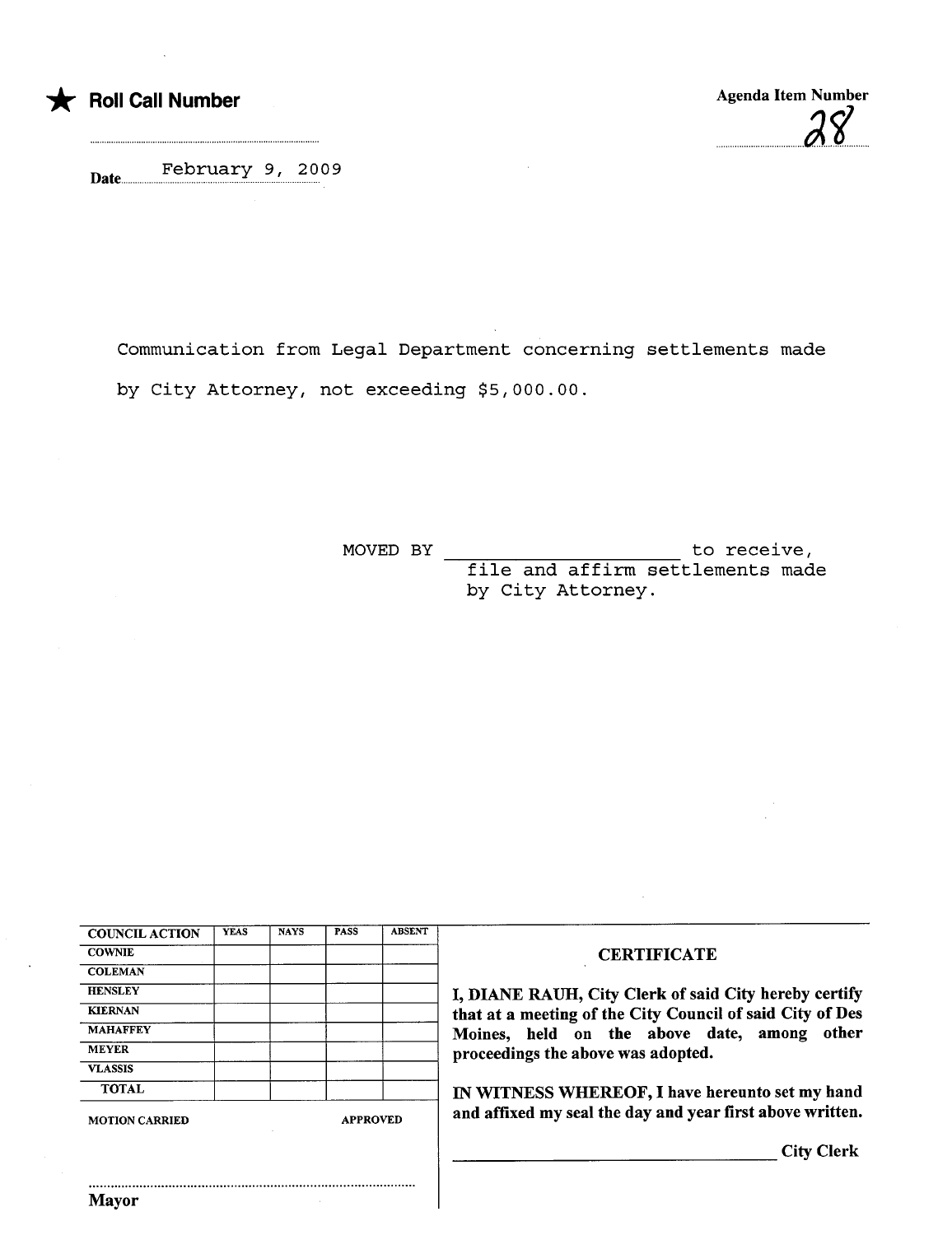★ **Roll Call Number**

Agenda Item Number

28

Date February 9, 2009

Communication from Legal Department concerning settlements made by City Attorney, not exceeding $5,000.00.

MOVED BY ____________________ to receive, file and affirm settlements made by City Attorney.

| COUNCIL ACTION | YEAS | NAYS | PASS | ABSENT |
|---|---|---|---|---|
| COWNIE | | | | |
| COLEMAN | | | | |
| HENSLEY | | | | |
| KIERNAN | | | | |
| MAHAFFEY | | | | |
| MEYER | | | | |
| VLASSIS | | | | |
| TOTAL | | | | |

MOTION CARRIED APPROVED

..............................................................................

Mayor

**CERTIFICATE**

**I, DIANE RAUH, City Clerk of said City hereby certify that at a meeting of the City Council of said City of Des Moines, held on the above date, among other proceedings the above was adopted.**

**IN WITNESS WHEREOF, I have hereunto set my hand and affixed my seal the day and year first above written.**

________________________________ **City Clerk**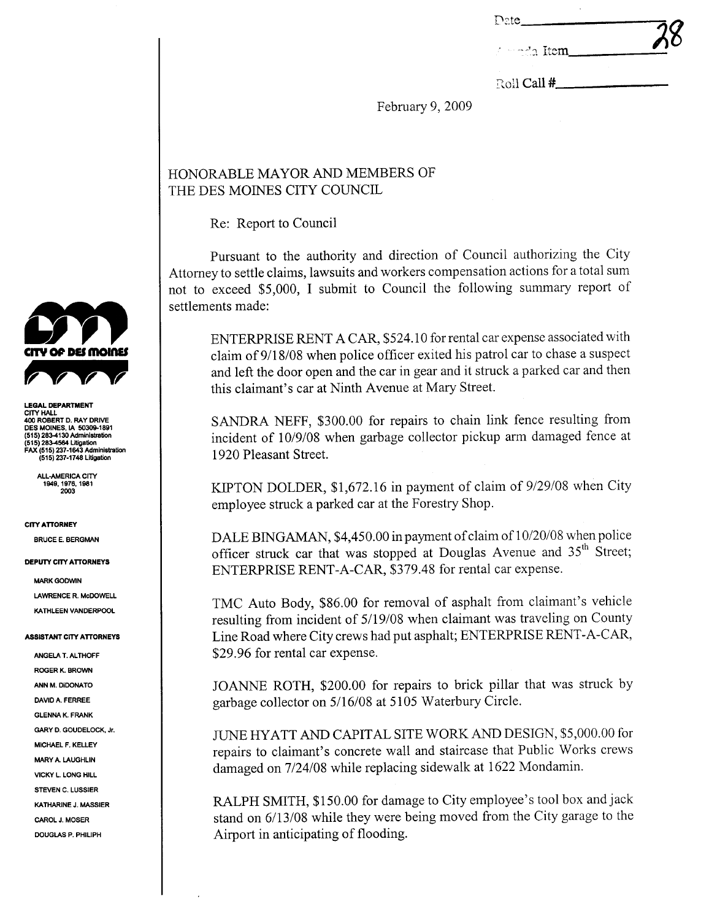Date\_\_\_\_\_\_\_\_\_\_\_\_\_\_\_\_\_\_\_\_

Agenda Item\_\_\_\_\_\_\_\_\_\_\_\_\_\_\_ 28

Roll Call #\_\_\_\_\_\_\_\_\_\_\_\_\_\_\_

February 9, 2009

LEGAL DEPARTMENT
CITY HALL
400 ROBERT D. RAY DRIVE
DES MOINES, IA 50309-1891
(515) 283-4130 Administration
(515) 283-4564 Litigation
FAX (515) 237-1643 Administration
(515) 237-1748 Litigation

ALL-AMERICA CITY
1949, 1976, 1981
2003

**CITY ATTORNEY**

BRUCE E. BERGMAN

**DEPUTY CITY ATTORNEYS**

MARK GODWIN
LAWRENCE R. McDOWELL
KATHLEEN VANDERPOOL

**ASSISTANT CITY ATTORNEYS**

ANGELA T. ALTHOFF
ROGER K. BROWN
ANN M. DiDONATO
DAVID A. FERREE
GLENNA K. FRANK
GARY D. GOUDELOCK, Jr.
MICHAEL F. KELLEY
MARY A. LAUGHLIN
VICKY L. LONG HILL
STEVEN C. LUSSIER
KATHARINE J. MASSIER
CAROL J. MOSER
DOUGLAS P. PHILIPH

HONORABLE MAYOR AND MEMBERS OF
THE DES MOINES CITY COUNCIL

Re: Report to Council

Pursuant to the authority and direction of Council authorizing the City Attorney to settle claims, lawsuits and workers compensation actions for a total sum not to exceed $5,000, I submit to Council the following summary report of settlements made:

ENTERPRISE RENT A CAR, $524.10 for rental car expense associated with claim of 9/18/08 when police officer exited his patrol car to chase a suspect and left the door open and the car in gear and it struck a parked car and then this claimant's car at Ninth Avenue at Mary Street.

SANDRA NEFF, $300.00 for repairs to chain link fence resulting from incident of 10/9/08 when garbage collector pickup arm damaged fence at 1920 Pleasant Street.

KIPTON DOLDER, $1,672.16 in payment of claim of 9/29/08 when City employee struck a parked car at the Forestry Shop.

DALE BINGAMAN, $4,450.00 in payment of claim of 10/20/08 when police officer struck car that was stopped at Douglas Avenue and 35th Street; ENTERPRISE RENT-A-CAR, $379.48 for rental car expense.

TMC Auto Body, $86.00 for removal of asphalt from claimant's vehicle resulting from incident of 5/19/08 when claimant was traveling on County Line Road where City crews had put asphalt; ENTERPRISE RENT-A-CAR, $29.96 for rental car expense.

JOANNE ROTH, $200.00 for repairs to brick pillar that was struck by garbage collector on 5/16/08 at 5105 Waterbury Circle.

JUNE HYATT AND CAPITAL SITE WORK AND DESIGN, $5,000.00 for repairs to claimant's concrete wall and staircase that Public Works crews damaged on 7/24/08 while replacing sidewalk at 1622 Mondamin.

RALPH SMITH, $150.00 for damage to City employee's tool box and jack stand on 6/13/08 while they were being moved from the City garage to the Airport in anticipating of flooding.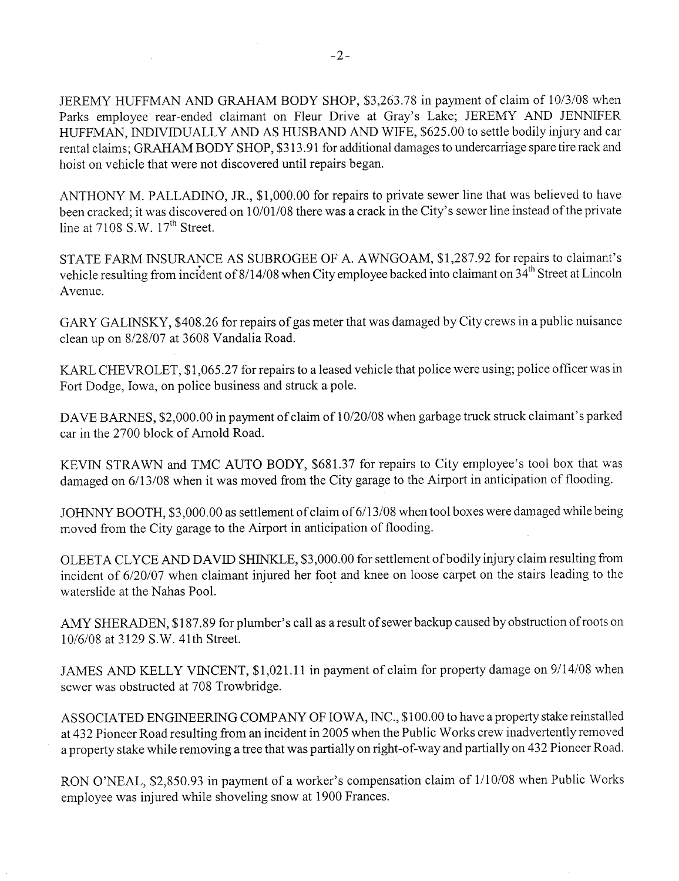JEREMY HUFFMAN AND GRAHAM BODY SHOP, $3,263.78 in payment of claim of 10/3/08 when Parks employee rear-ended claimant on Fleur Drive at Gray's Lake; JEREMY AND JENNIFER HUFFMAN, INDIVIDUALLY AND AS HUSBAND AND WIFE, $625.00 to settle bodily injury and car rental claims; GRAHAM BODY SHOP, $313.91 for additional damages to undercarriage spare tire rack and hoist on vehicle that were not discovered until repairs began.

ANTHONY M. PALLADINO, JR., $1,000.00 for repairs to private sewer line that was believed to have been cracked; it was discovered on 10/01/08 there was a crack in the City's sewer line instead of the private line at 7108 S.W. 17th Street.

STATE FARM INSURANCE AS SUBROGEE OF A. AWNGOAM, $1,287.92 for repairs to claimant's vehicle resulting from incident of 8/14/08 when City employee backed into claimant on 34th Street at Lincoln Avenue.

GARY GALINSKY, $408.26 for repairs of gas meter that was damaged by City crews in a public nuisance clean up on 8/28/07 at 3608 Vandalia Road.

KARL CHEVROLET, $1,065.27 for repairs to a leased vehicle that police were using; police officer was in Fort Dodge, Iowa, on police business and struck a pole.

DAVE BARNES, $2,000.00 in payment of claim of 10/20/08 when garbage truck struck claimant's parked car in the 2700 block of Arnold Road.

KEVIN STRAWN and TMC AUTO BODY, $681.37 for repairs to City employee's tool box that was damaged on 6/13/08 when it was moved from the City garage to the Airport in anticipation of flooding.

JOHNNY BOOTH, $3,000.00 as settlement of claim of 6/13/08 when tool boxes were damaged while being moved from the City garage to the Airport in anticipation of flooding.

OLEETA CLYCE AND DAVID SHINKLE, $3,000.00 for settlement of bodily injury claim resulting from incident of 6/20/07 when claimant injured her foot and knee on loose carpet on the stairs leading to the waterslide at the Nahas Pool.

AMY SHERADEN, $187.89 for plumber's call as a result of sewer backup caused by obstruction of roots on 10/6/08 at 3129 S.W. 41th Street.

JAMES AND KELLY VINCENT, $1,021.11 in payment of claim for property damage on 9/14/08 when sewer was obstructed at 708 Trowbridge.

ASSOCIATED ENGINEERING COMPANY OF IOWA, INC., $100.00 to have a property stake reinstalled at 432 Pioneer Road resulting from an incident in 2005 when the Public Works crew inadvertently removed a property stake while removing a tree that was partially on right-of-way and partially on 432 Pioneer Road.

RON O'NEAL, $2,850.93 in payment of a worker's compensation claim of 1/10/08 when Public Works employee was injured while shoveling snow at 1900 Frances.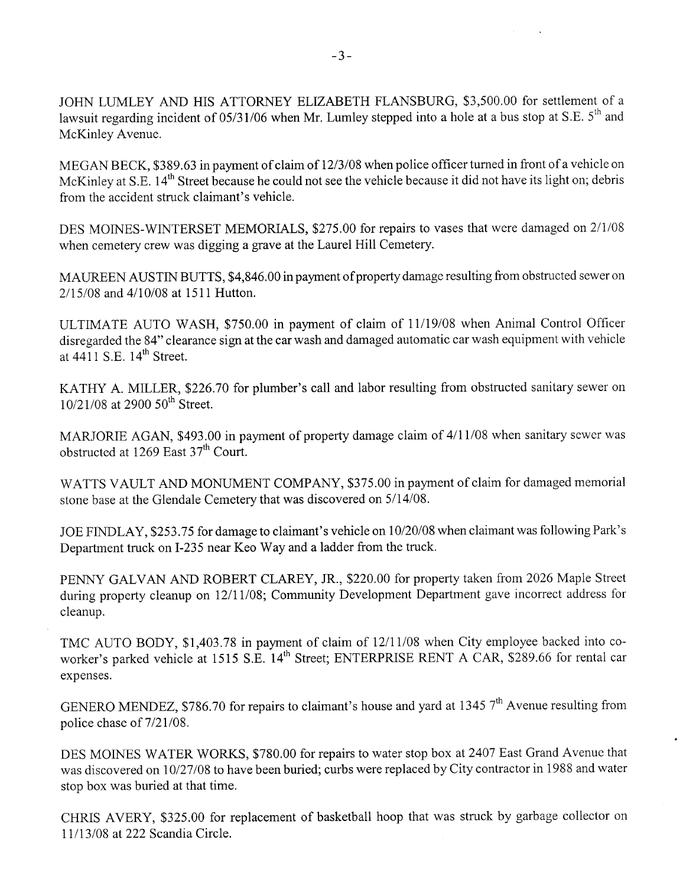JOHN LUMLEY AND HIS ATTORNEY ELIZABETH FLANSBURG, $3,500.00 for settlement of a lawsuit regarding incident of 05/31/06 when Mr. Lumley stepped into a hole at a bus stop at S.E. 5th and McKinley Avenue.

MEGAN BECK, $389.63 in payment of claim of 12/3/08 when police officer turned in front of a vehicle on McKinley at S.E. 14th Street because he could not see the vehicle because it did not have its light on; debris from the accident struck claimant's vehicle.

DES MOINES-WINTERSET MEMORIALS, $275.00 for repairs to vases that were damaged on 2/1/08 when cemetery crew was digging a grave at the Laurel Hill Cemetery.

MAUREEN AUSTIN BUTTS, $4,846.00 in payment of property damage resulting from obstructed sewer on 2/15/08 and 4/10/08 at 1511 Hutton.

ULTIMATE AUTO WASH, $750.00 in payment of claim of 11/19/08 when Animal Control Officer disregarded the 84" clearance sign at the car wash and damaged automatic car wash equipment with vehicle at 4411 S.E. 14th Street.

KATHY A. MILLER, $226.70 for plumber's call and labor resulting from obstructed sanitary sewer on 10/21/08 at 2900 50th Street.

MARJORIE AGAN, $493.00 in payment of property damage claim of 4/11/08 when sanitary sewer was obstructed at 1269 East 37th Court.

WATTS VAULT AND MONUMENT COMPANY, $375.00 in payment of claim for damaged memorial stone base at the Glendale Cemetery that was discovered on 5/14/08.

JOE FINDLAY, $253.75 for damage to claimant's vehicle on 10/20/08 when claimant was following Park's Department truck on I-235 near Keo Way and a ladder from the truck.

PENNY GALVAN AND ROBERT CLAREY, JR., $220.00 for property taken from 2026 Maple Street during property cleanup on 12/11/08; Community Development Department gave incorrect address for cleanup.

TMC AUTO BODY, $1,403.78 in payment of claim of 12/11/08 when City employee backed into co-worker's parked vehicle at 1515 S.E. 14th Street; ENTERPRISE RENT A CAR, $289.66 for rental car expenses.

GENERO MENDEZ, $786.70 for repairs to claimant's house and yard at 1345 7th Avenue resulting from police chase of 7/21/08.

DES MOINES WATER WORKS, $780.00 for repairs to water stop box at 2407 East Grand Avenue that was discovered on 10/27/08 to have been buried; curbs were replaced by City contractor in 1988 and water stop box was buried at that time.

CHRIS AVERY, $325.00 for replacement of basketball hoop that was struck by garbage collector on 11/13/08 at 222 Scandia Circle.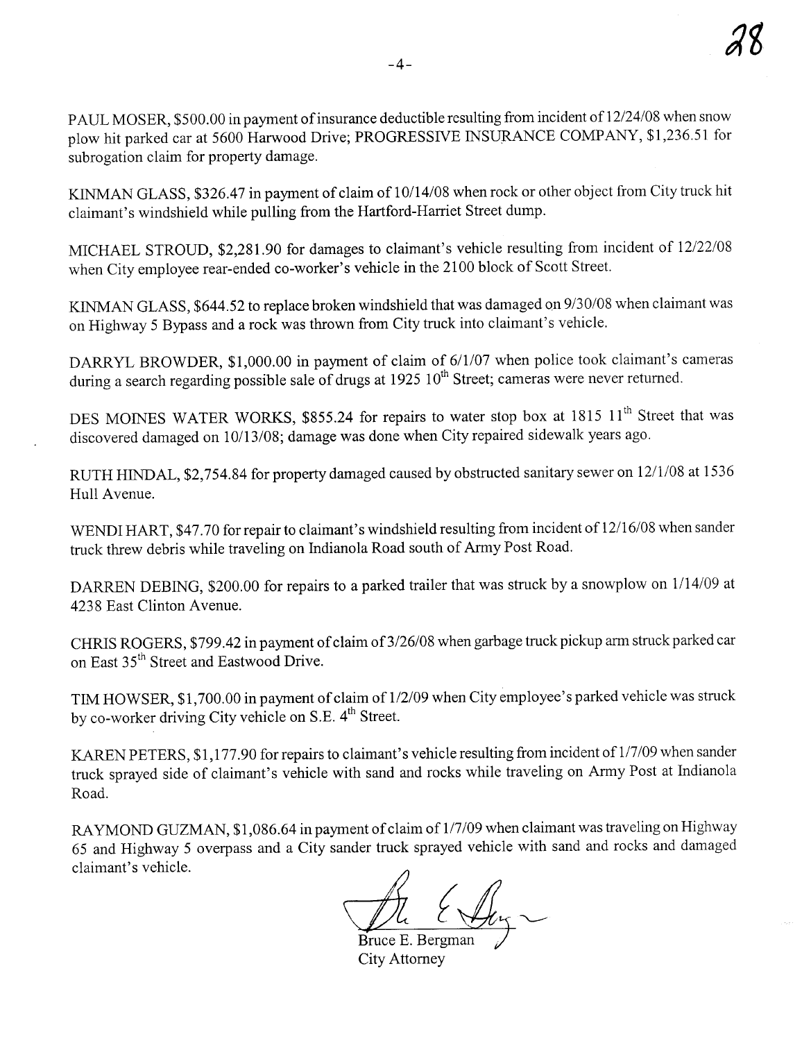PAUL MOSER, $500.00 in payment of insurance deductible resulting from incident of 12/24/08 when snow plow hit parked car at 5600 Harwood Drive; PROGRESSIVE INSURANCE COMPANY, $1,236.51 for subrogation claim for property damage.

KINMAN GLASS, $326.47 in payment of claim of 10/14/08 when rock or other object from City truck hit claimant's windshield while pulling from the Hartford-Harriet Street dump.

MICHAEL STROUD, $2,281.90 for damages to claimant's vehicle resulting from incident of 12/22/08 when City employee rear-ended co-worker's vehicle in the 2100 block of Scott Street.

KINMAN GLASS, $644.52 to replace broken windshield that was damaged on 9/30/08 when claimant was on Highway 5 Bypass and a rock was thrown from City truck into claimant's vehicle.

DARRYL BROWDER, $1,000.00 in payment of claim of 6/1/07 when police took claimant's cameras during a search regarding possible sale of drugs at 1925 10th Street; cameras were never returned.

DES MOINES WATER WORKS, $855.24 for repairs to water stop box at 1815 11th Street that was discovered damaged on 10/13/08; damage was done when City repaired sidewalk years ago.

RUTH HINDAL, $2,754.84 for property damaged caused by obstructed sanitary sewer on 12/1/08 at 1536 Hull Avenue.

WENDI HART, $47.70 for repair to claimant's windshield resulting from incident of 12/16/08 when sander truck threw debris while traveling on Indianola Road south of Army Post Road.

DARREN DEBING, $200.00 for repairs to a parked trailer that was struck by a snowplow on 1/14/09 at 4238 East Clinton Avenue.

CHRIS ROGERS, $799.42 in payment of claim of 3/26/08 when garbage truck pickup arm struck parked car on East 35th Street and Eastwood Drive.

TIM HOWSER, $1,700.00 in payment of claim of 1/2/09 when City employee's parked vehicle was struck by co-worker driving City vehicle on S.E. 4th Street.

KAREN PETERS, $1,177.90 for repairs to claimant's vehicle resulting from incident of 1/7/09 when sander truck sprayed side of claimant's vehicle with sand and rocks while traveling on Army Post at Indianola Road.

RAYMOND GUZMAN, $1,086.64 in payment of claim of 1/7/09 when claimant was traveling on Highway 65 and Highway 5 overpass and a City sander truck sprayed vehicle with sand and rocks and damaged claimant's vehicle.

Bruce E. Bergman
City Attorney